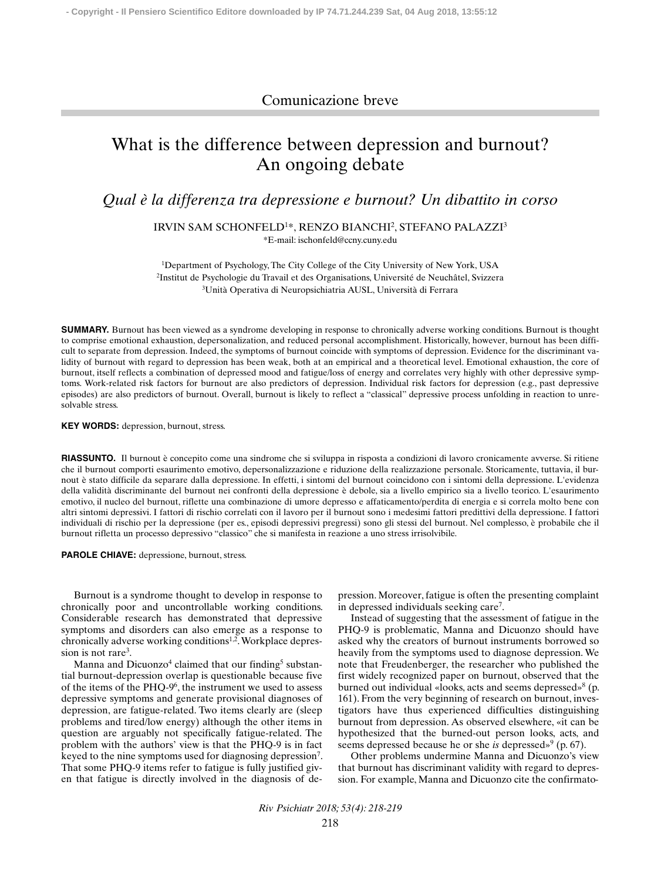Comunicazione breve

# What is the difference between depression and burnout? An ongoing debate

## *Qual è la differenza tra depressione e burnout? Un dibattito in corso*

IRVIN SAM SCHONFELD[1]*, RENZO BIANCHI[2], STEFANO PALAZZI[3]

*E-mail: ischonfeld@ccny.cuny.edu

[1]Department of Psychology, The City College of the City University of New York, USA
[2]Institut de Psychologie du Travail et des Organisations, Université de Neuchâtel, Svizzera
[3]Unità Operativa di Neuropsichiatria AUSL, Università di Ferrara

**SUMMARY.** Burnout has been viewed as a syndrome developing in response to chronically adverse working conditions. Burnout is thought to comprise emotional exhaustion, depersonalization, and reduced personal accomplishment. Historically, however, burnout has been difficult to separate from depression. Indeed, the symptoms of burnout coincide with symptoms of depression. Evidence for the discriminant validity of burnout with regard to depression has been weak, both at an empirical and a theoretical level. Emotional exhaustion, the core of burnout, itself reflects a combination of depressed mood and fatigue/loss of energy and correlates very highly with other depressive symptoms. Work-related risk factors for burnout are also predictors of depression. Individual risk factors for depression (e.g., past depressive episodes) are also predictors of burnout. Overall, burnout is likely to reflect a "classical" depressive process unfolding in reaction to unresolvable stress.

**KEY WORDS:** depression, burnout, stress.

**RIASSUNTO.** Il burnout è concepito come una sindrome che si sviluppa in risposta a condizioni di lavoro cronicamente avverse. Si ritiene che il burnout comporti esaurimento emotivo, depersonalizzazione e riduzione della realizzazione personale. Storicamente, tuttavia, il burnout è stato difficile da separare dalla depressione. In effetti, i sintomi del burnout coincidono con i sintomi della depressione. L'evidenza della validità discriminante del burnout nei confronti della depressione è debole, sia a livello empirico sia a livello teorico. L'esaurimento emotivo, il nucleo del burnout, riflette una combinazione di umore depresso e affaticamento/perdita di energia e si correla molto bene con altri sintomi depressivi. I fattori di rischio correlati con il lavoro per il burnout sono i medesimi fattori predittivi della depressione. I fattori individuali di rischio per la depressione (per es., episodi depressivi pregressi) sono gli stessi del burnout. Nel complesso, è probabile che il burnout rifletta un processo depressivo "classico" che si manifesta in reazione a uno stress irrisolvibile.

**PAROLE CHIAVE:** depressione, burnout, stress.

Burnout is a syndrome thought to develop in response to chronically poor and uncontrollable working conditions. Considerable research has demonstrated that depressive symptoms and disorders can also emerge as a response to chronically adverse working conditions[1,2]. Workplace depression is not rare[3].

Manna and Dicuonzo[4] claimed that our finding[5] substantial burnout-depression overlap is questionable because five of the items of the PHQ-9[6], the instrument we used to assess depressive symptoms and generate provisional diagnoses of depression, are fatigue-related. Two items clearly are (sleep problems and tired/low energy) although the other items in question are arguably not specifically fatigue-related. The problem with the authors' view is that the PHQ-9 is in fact keyed to the nine symptoms used for diagnosing depression[7]. That some PHQ-9 items refer to fatigue is fully justified given that fatigue is directly involved in the diagnosis of depression. Moreover, fatigue is often the presenting complaint in depressed individuals seeking care[7].

Instead of suggesting that the assessment of fatigue in the PHQ-9 is problematic, Manna and Dicuonzo should have asked why the creators of burnout instruments borrowed so heavily from the symptoms used to diagnose depression. We note that Freudenberger, the researcher who published the first widely recognized paper on burnout, observed that the burned out individual «looks, acts and seems depressed»[8] (p. 161). From the very beginning of research on burnout, investigators have thus experienced difficulties distinguishing burnout from depression. As observed elsewhere, «it can be hypothesized that the burned-out person looks, acts, and seems depressed because he or she *is* depressed»[9] (p. 67).

Other problems undermine Manna and Dicuonzo's view that burnout has discriminant validity with regard to depression. For example, Manna and Dicuonzo cite the confirmato-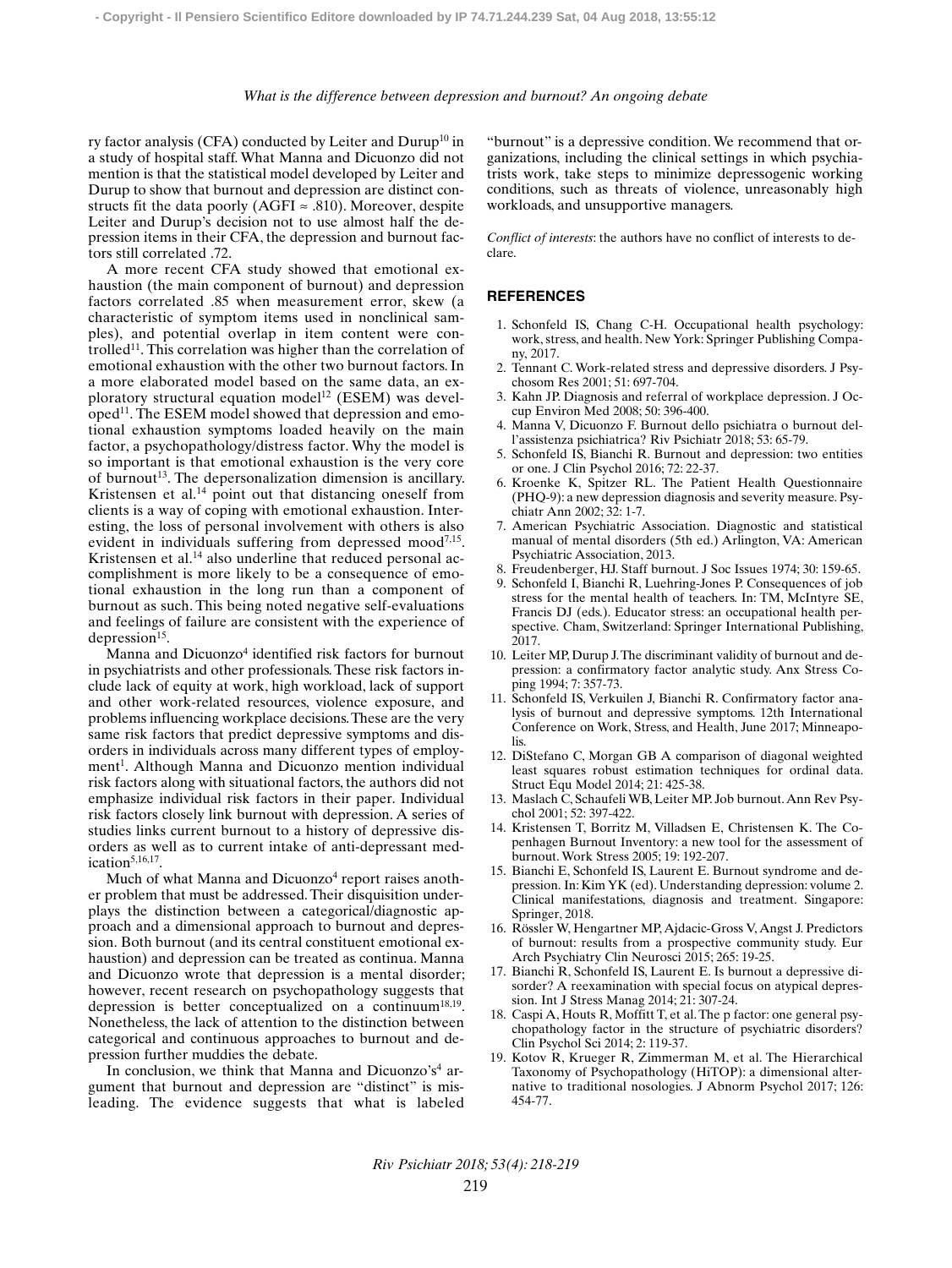ry factor analysis (CFA) conducted by Leiter and Durup[10] in a study of hospital staff. What Manna and Dicuonzo did not mention is that the statistical model developed by Leiter and Durup to show that burnout and depression are distinct constructs fit the data poorly (AGFI ≈ .810). Moreover, despite Leiter and Durup's decision not to use almost half the depression items in their CFA, the depression and burnout factors still correlated .72.

A more recent CFA study showed that emotional exhaustion (the main component of burnout) and depression factors correlated .85 when measurement error, skew (a characteristic of symptom items used in nonclinical samples), and potential overlap in item content were controlled[11]. This correlation was higher than the correlation of emotional exhaustion with the other two burnout factors. In a more elaborated model based on the same data, an exploratory structural equation model[12] (ESEM) was developed[11]. The ESEM model showed that depression and emotional exhaustion symptoms loaded heavily on the main factor, a psychopathology/distress factor. Why the model is so important is that emotional exhaustion is the very core of burnout[13]. The depersonalization dimension is ancillary. Kristensen et al.[14] point out that distancing oneself from clients is a way of coping with emotional exhaustion. Interesting, the loss of personal involvement with others is also evident in individuals suffering from depressed mood[7,15]. Kristensen et al.[14] also underline that reduced personal accomplishment is more likely to be a consequence of emotional exhaustion in the long run than a component of burnout as such. This being noted negative self-evaluations and feelings of failure are consistent with the experience of depression[15].

Manna and Dicuonzo[4] identified risk factors for burnout in psychiatrists and other professionals. These risk factors include lack of equity at work, high workload, lack of support and other work-related resources, violence exposure, and problems influencing workplace decisions. These are the very same risk factors that predict depressive symptoms and disorders in individuals across many different types of employment[1]. Although Manna and Dicuonzo mention individual risk factors along with situational factors, the authors did not emphasize individual risk factors in their paper. Individual risk factors closely link burnout with depression. A series of studies links current burnout to a history of depressive disorders as well as to current intake of anti-depressant medication[5,16,17].

Much of what Manna and Dicuonzo[4] report raises another problem that must be addressed. Their disquisition underplays the distinction between a categorical/diagnostic approach and a dimensional approach to burnout and depression. Both burnout (and its central constituent emotional exhaustion) and depression can be treated as continua. Manna and Dicuonzo wrote that depression is a mental disorder; however, recent research on psychopathology suggests that depression is better conceptualized on a continuum[18,19]. Nonetheless, the lack of attention to the distinction between categorical and continuous approaches to burnout and depression further muddies the debate.

In conclusion, we think that Manna and Dicuonzo's[4] argument that burnout and depression are "distinct" is misleading. The evidence suggests that what is labeled "burnout" is a depressive condition. We recommend that organizations, including the clinical settings in which psychiatrists work, take steps to minimize depressogenic working conditions, such as threats of violence, unreasonably high workloads, and unsupportive managers.

*Conflict of interests*: the authors have no conflict of interests to declare.

## REFERENCES

1. Schonfeld IS, Chang C-H. Occupational health psychology: work, stress, and health. New York: Springer Publishing Company, 2017.
2. Tennant C. Work-related stress and depressive disorders. J Psychosom Res 2001; 51: 697-704.
3. Kahn JP. Diagnosis and referral of workplace depression. J Occup Environ Med 2008; 50: 396-400.
4. Manna V, Dicuonzo F. Burnout dello psichiatra o burnout dell'assistenza psichiatrica? Riv Psichiatr 2018; 53: 65-79.
5. Schonfeld IS, Bianchi R. Burnout and depression: two entities or one. J Clin Psychol 2016; 72: 22-37.
6. Kroenke K, Spitzer RL. The Patient Health Questionnaire (PHQ-9): a new depression diagnosis and severity measure. Psychiatr Ann 2002; 32: 1-7.
7. American Psychiatric Association. Diagnostic and statistical manual of mental disorders (5th ed.) Arlington, VA: American Psychiatric Association, 2013.
8. Freudenberger, HJ. Staff burnout. J Soc Issues 1974; 30: 159-65.
9. Schonfeld I, Bianchi R, Luehring-Jones P. Consequences of job stress for the mental health of teachers. In: TM, McIntyre SE, Francis DJ (eds.). Educator stress: an occupational health perspective. Cham, Switzerland: Springer International Publishing, 2017.
10. Leiter MP, Durup J. The discriminant validity of burnout and depression: a confirmatory factor analytic study. Anx Stress Coping 1994; 7: 357-73.
11. Schonfeld IS, Verkuilen J, Bianchi R. Confirmatory factor analysis of burnout and depressive symptoms. 12th International Conference on Work, Stress, and Health, June 2017; Minneapolis.
12. DiStefano C, Morgan GB A comparison of diagonal weighted least squares robust estimation techniques for ordinal data. Struct Equ Model 2014; 21: 425-38.
13. Maslach C, Schaufeli WB, Leiter MP. Job burnout. Ann Rev Psychol 2001; 52: 397-422.
14. Kristensen T, Borritz M, Villadsen E, Christensen K. The Copenhagen Burnout Inventory: a new tool for the assessment of burnout. Work Stress 2005; 19: 192-207.
15. Bianchi E, Schonfeld IS, Laurent E. Burnout syndrome and depression. In: Kim YK (ed). Understanding depression: volume 2. Clinical manifestations, diagnosis and treatment. Singapore: Springer, 2018.
16. Rössler W, Hengartner MP, Ajdacic-Gross V, Angst J. Predictors of burnout: results from a prospective community study. Eur Arch Psychiatry Clin Neurosci 2015; 265: 19-25.
17. Bianchi R, Schonfeld IS, Laurent E. Is burnout a depressive disorder? A reexamination with special focus on atypical depression. Int J Stress Manag 2014; 21: 307-24.
18. Caspi A, Houts R, Moffitt T, et al. The p factor: one general psychopathology factor in the structure of psychiatric disorders? Clin Psychol Sci 2014; 2: 119-37.
19. Kotov R, Krueger R, Zimmerman M, et al. The Hierarchical Taxonomy of Psychopathology (HiTOP): a dimensional alternative to traditional nosologies. J Abnorm Psychol 2017; 126: 454-77.